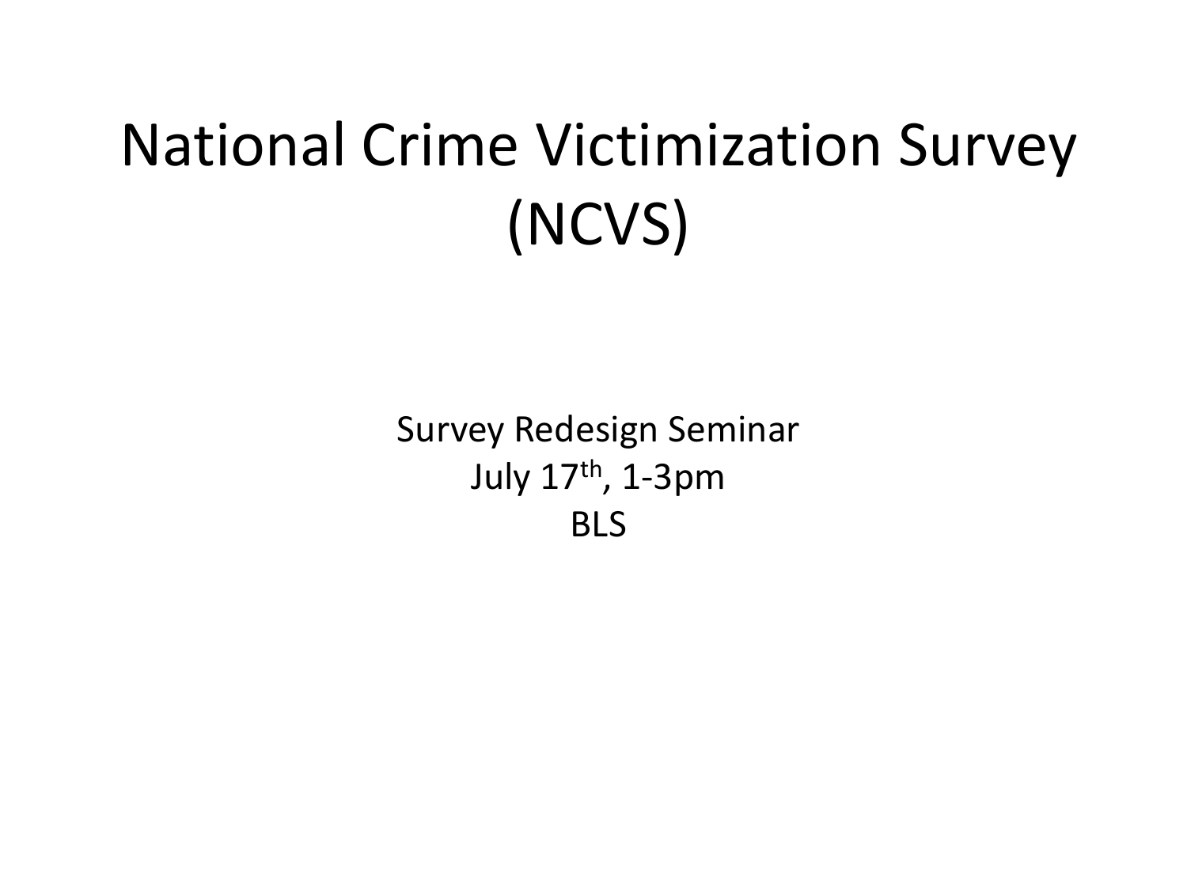# National Crime Victimization Survey (NCVS)

Survey Redesign Seminar

July 17th, 1-3pm

BLS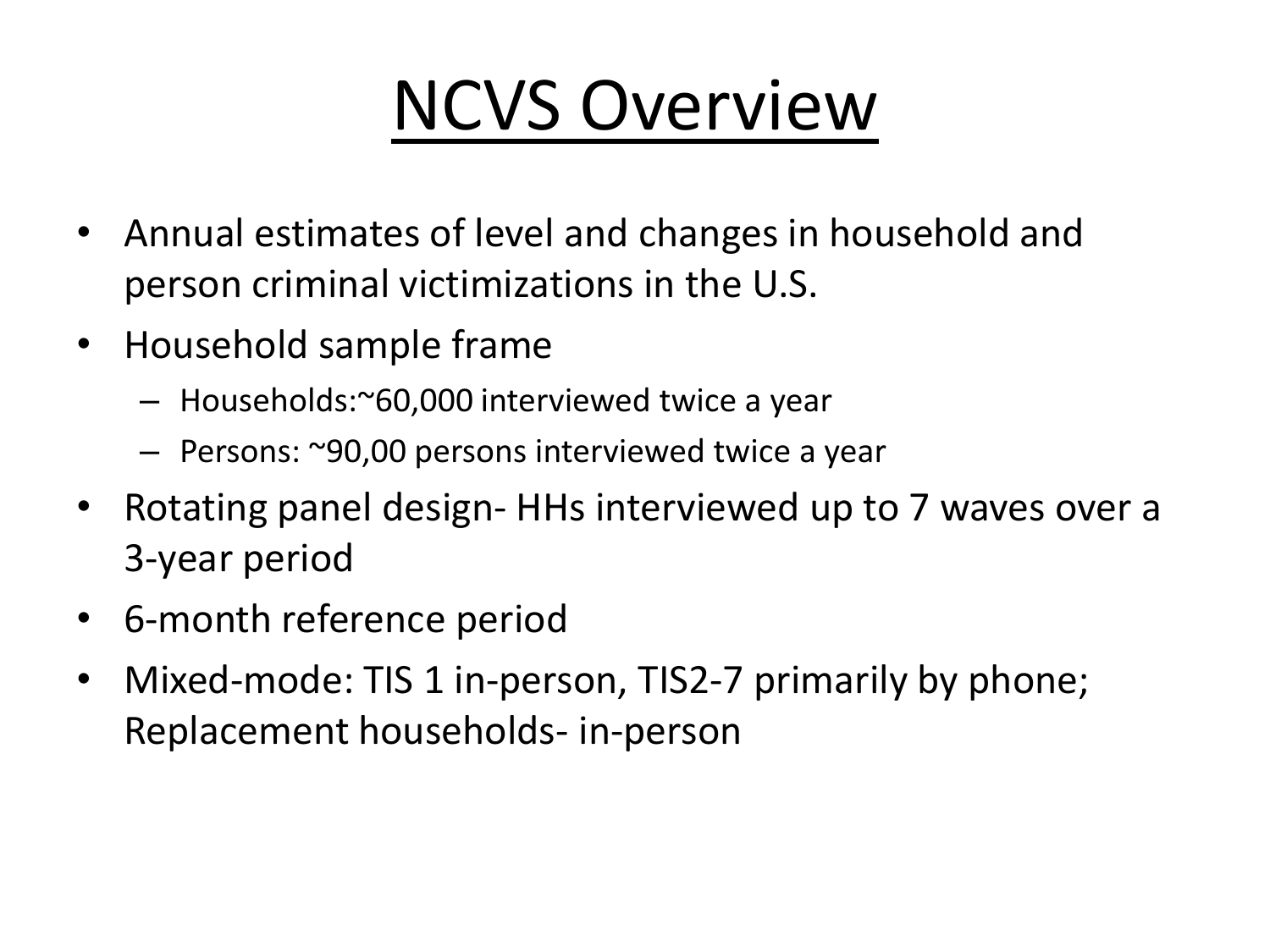# NCVS Overview

- Annual estimates of level and changes in household and person criminal victimizations in the U.S.
- Household sample frame
  - Households:~60,000 interviewed twice a year
  - Persons: ~90,00 persons interviewed twice a year
- Rotating panel design- HHs interviewed up to 7 waves over a 3-year period
- 6-month reference period
- Mixed-mode: TIS 1 in-person, TIS2-7 primarily by phone; Replacement households- in-person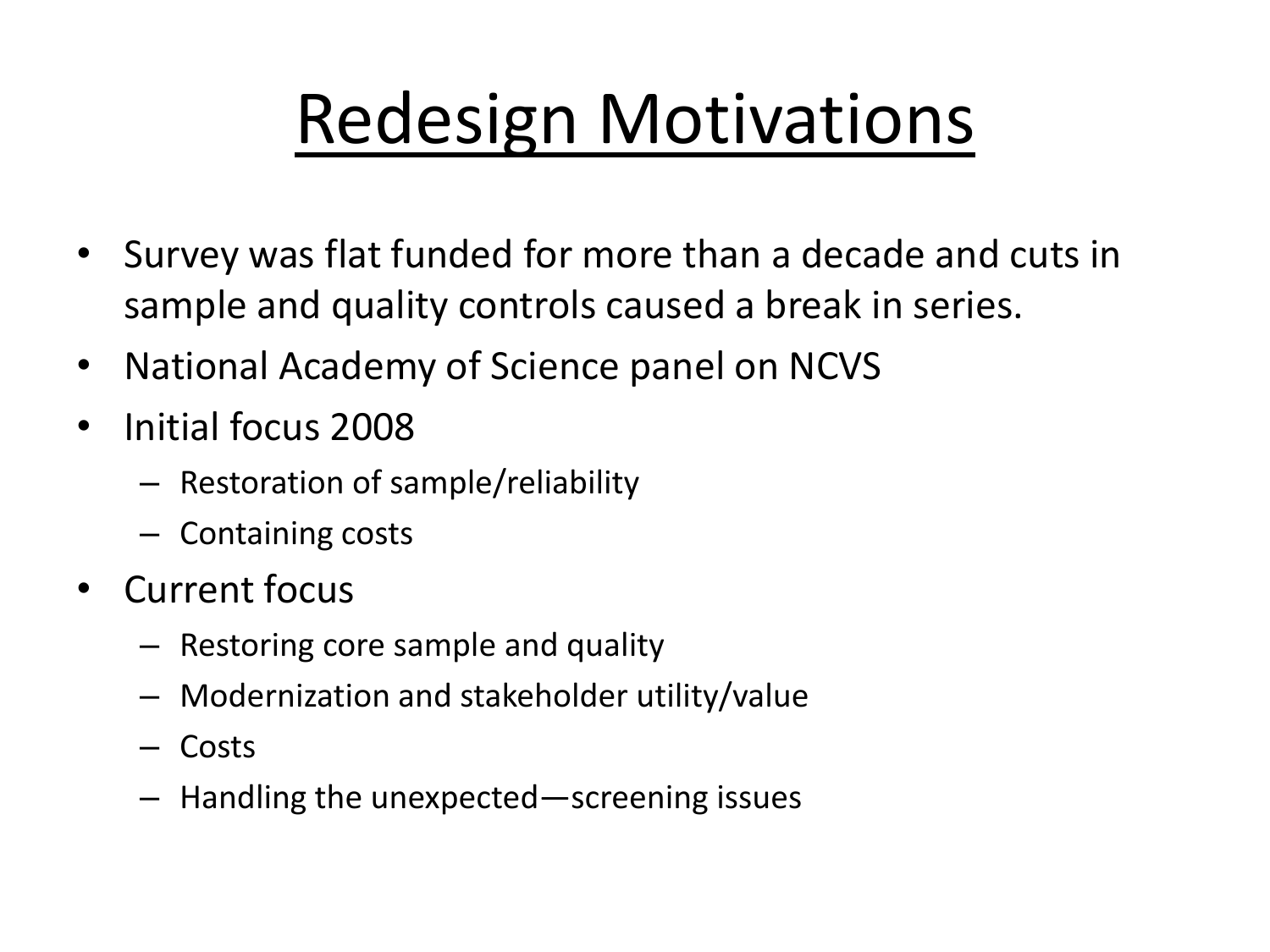# Redesign Motivations

- Survey was flat funded for more than a decade and cuts in sample and quality controls caused a break in series.
- National Academy of Science panel on NCVS
- Initial focus 2008
  - Restoration of sample/reliability
  - Containing costs
- Current focus
  - Restoring core sample and quality
  - Modernization and stakeholder utility/value
  - Costs
  - Handling the unexpected—screening issues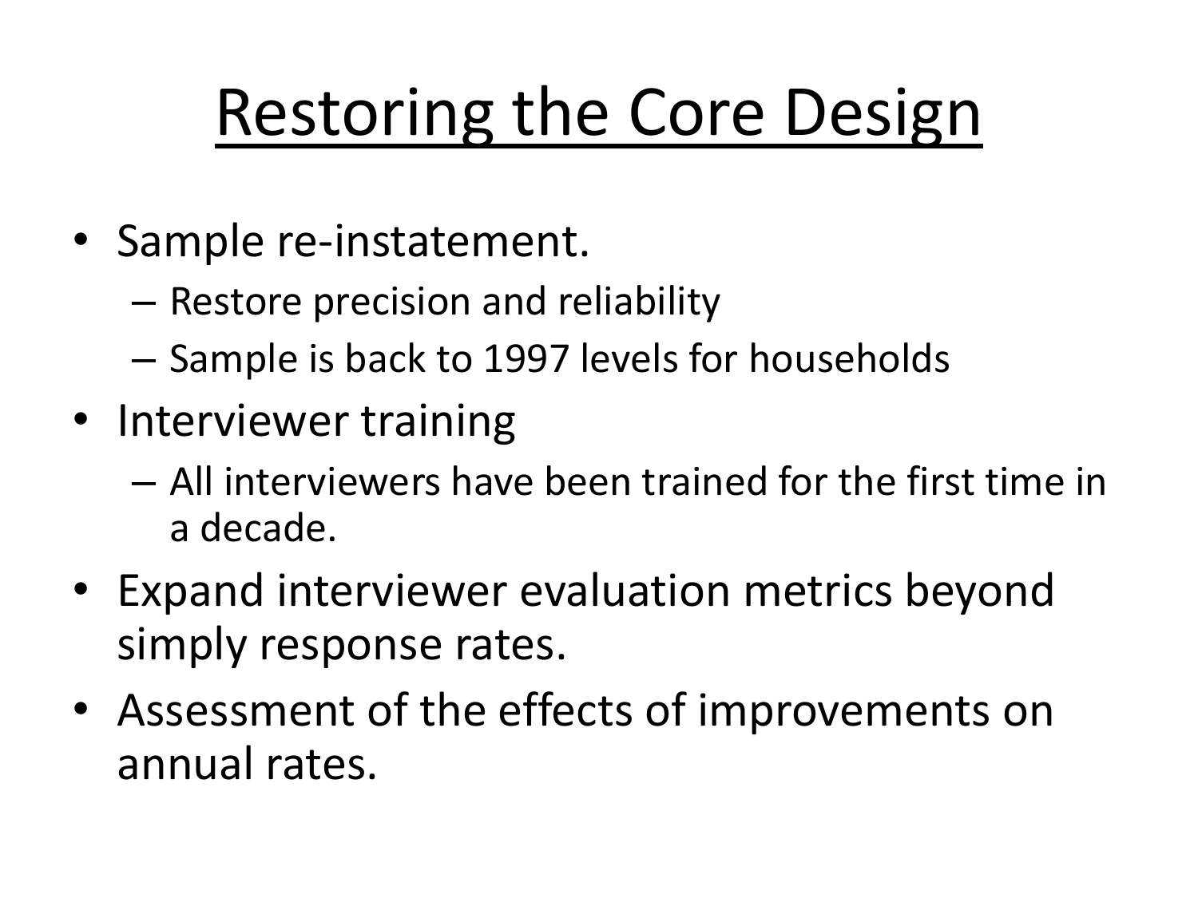# Restoring the Core Design

- Sample re-instatement.
  - Restore precision and reliability
  - Sample is back to 1997 levels for households
- Interviewer training
  - All interviewers have been trained for the first time in a decade.
- Expand interviewer evaluation metrics beyond simply response rates.
- Assessment of the effects of improvements on annual rates.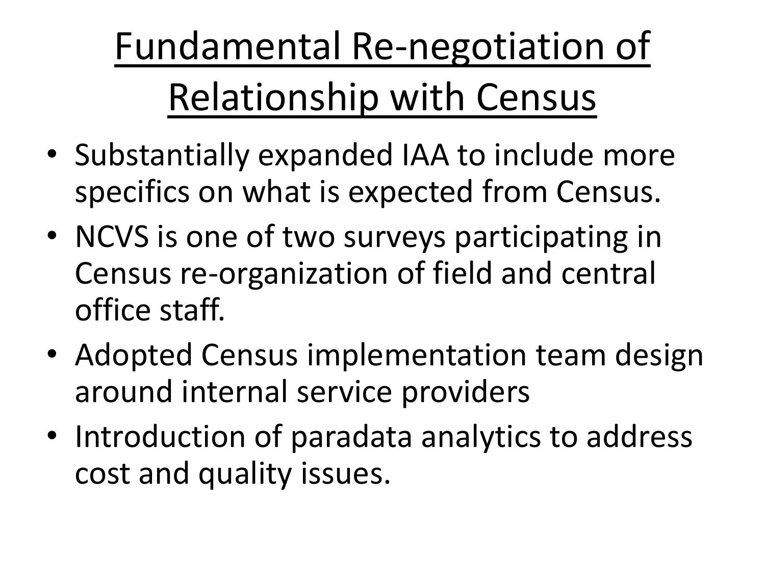# Fundamental Re-negotiation of Relationship with Census

- Substantially expanded IAA to include more specifics on what is expected from Census.
- NCVS is one of two surveys participating in Census re-organization of field and central office staff.
- Adopted Census implementation team design around internal service providers
- Introduction of paradata analytics to address cost and quality issues.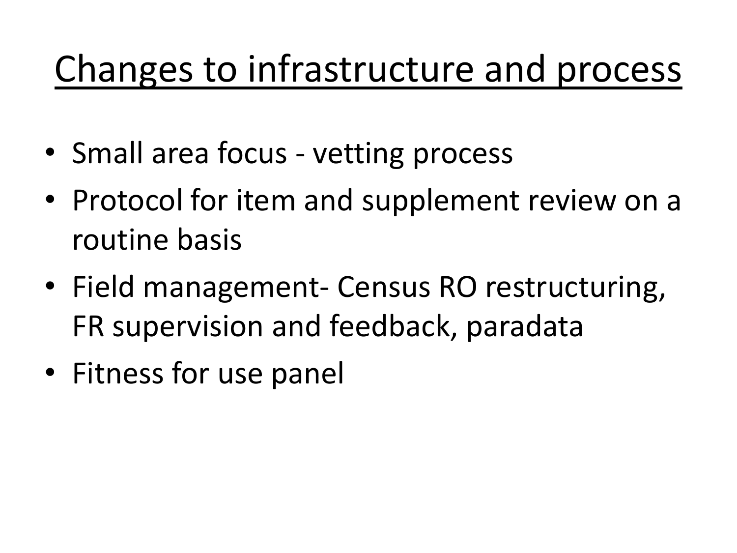# Changes to infrastructure and process

- Small area focus - vetting process
- Protocol for item and supplement review on a routine basis
- Field management- Census RO restructuring, FR supervision and feedback, paradata
- Fitness for use panel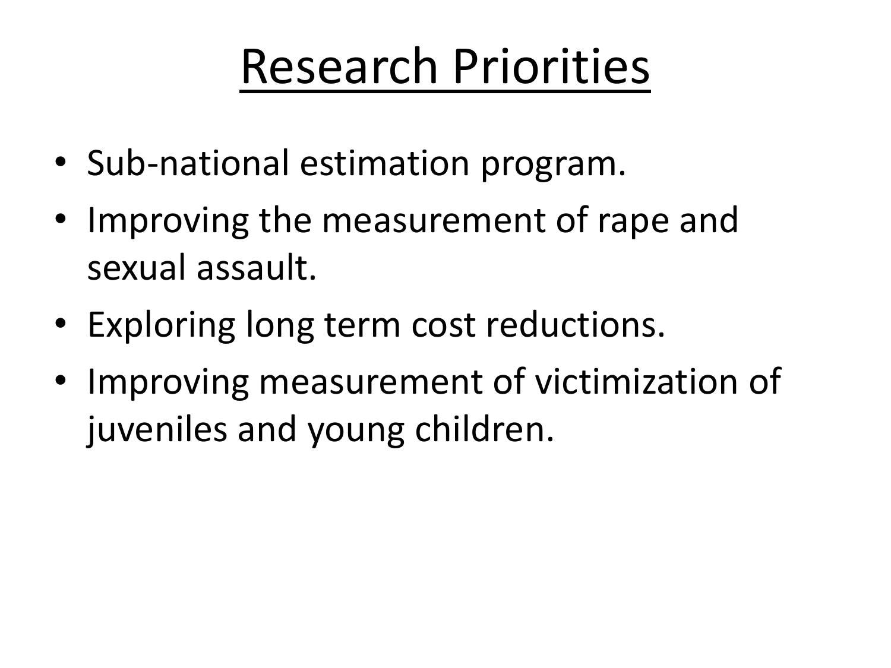# Research Priorities

- Sub-national estimation program.
- Improving the measurement of rape and sexual assault.
- Exploring long term cost reductions.
- Improving measurement of victimization of juveniles and young children.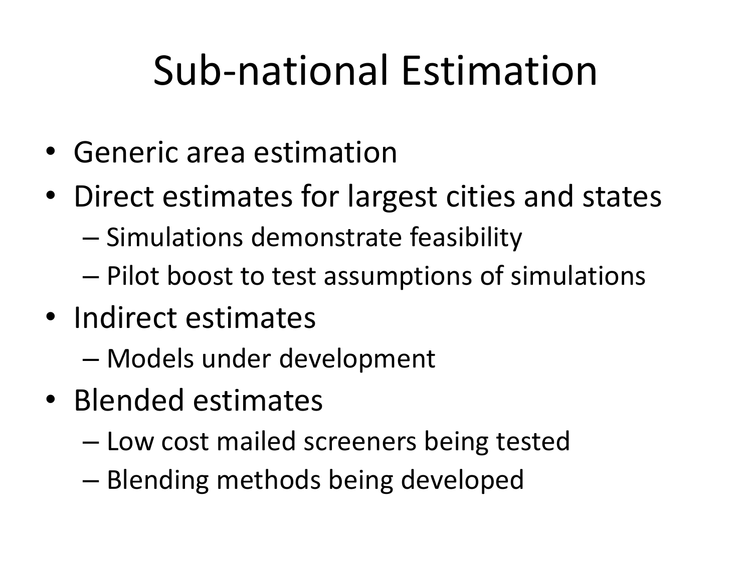# Sub-national Estimation

- Generic area estimation
- Direct estimates for largest cities and states
  - Simulations demonstrate feasibility
  - Pilot boost to test assumptions of simulations
- Indirect estimates
  - Models under development
- Blended estimates
  - Low cost mailed screeners being tested
  - Blending methods being developed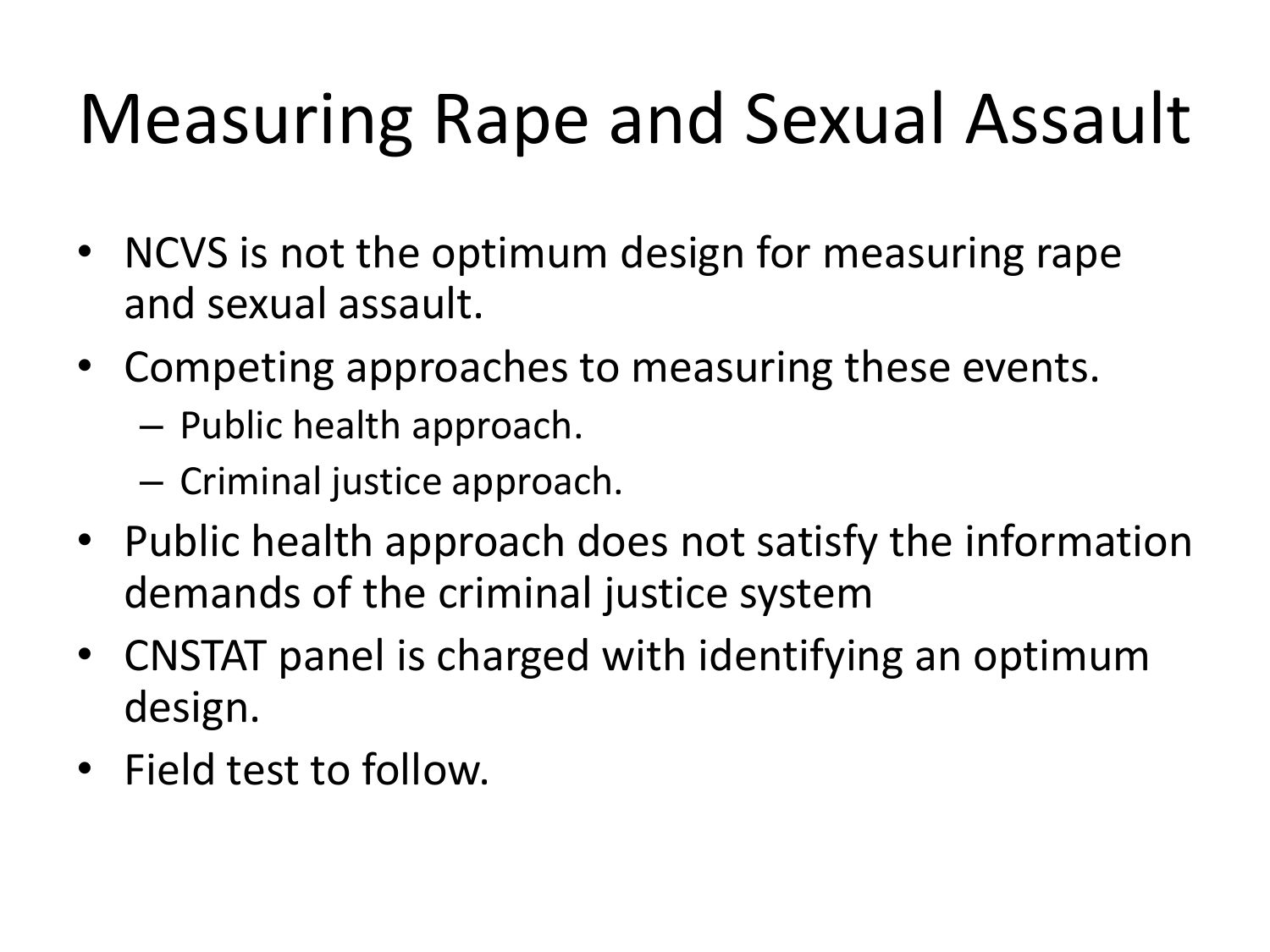# Measuring Rape and Sexual Assault

- NCVS is not the optimum design for measuring rape and sexual assault.
- Competing approaches to measuring these events.
  - Public health approach.
  - Criminal justice approach.
- Public health approach does not satisfy the information demands of the criminal justice system
- CNSTAT panel is charged with identifying an optimum design.
- Field test to follow.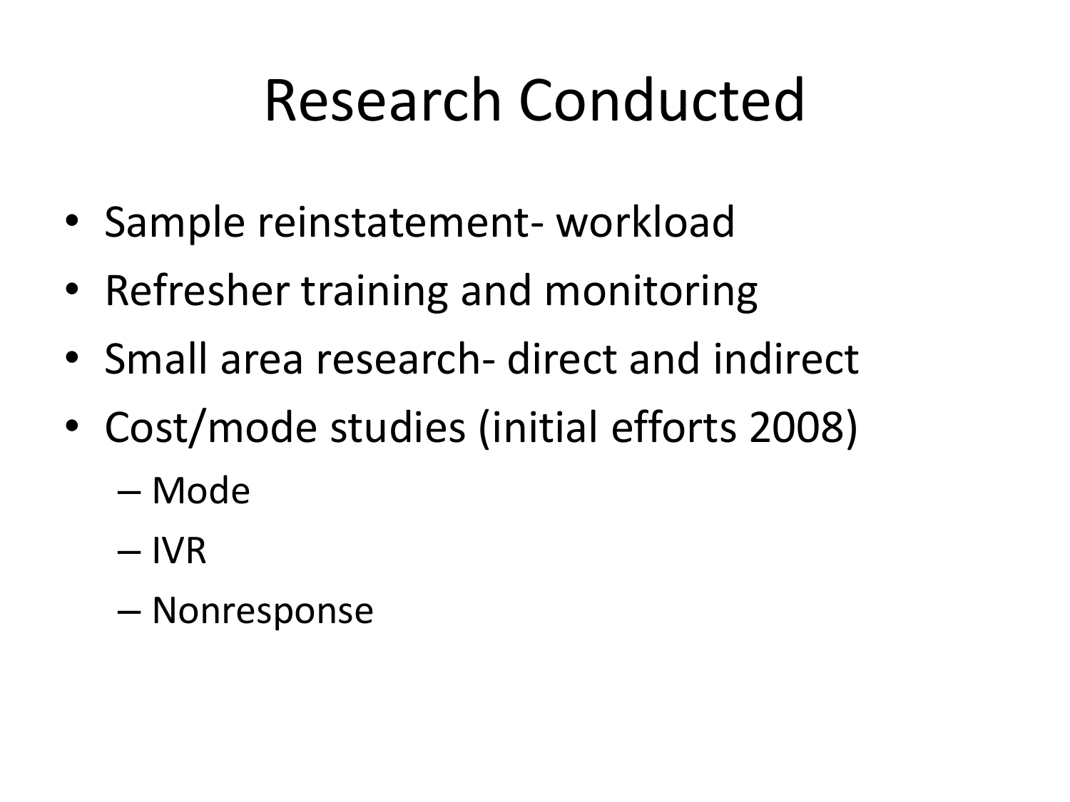# Research Conducted

- Sample reinstatement- workload
- Refresher training and monitoring
- Small area research- direct and indirect
- Cost/mode studies (initial efforts 2008)
  - Mode
  - IVR
  - Nonresponse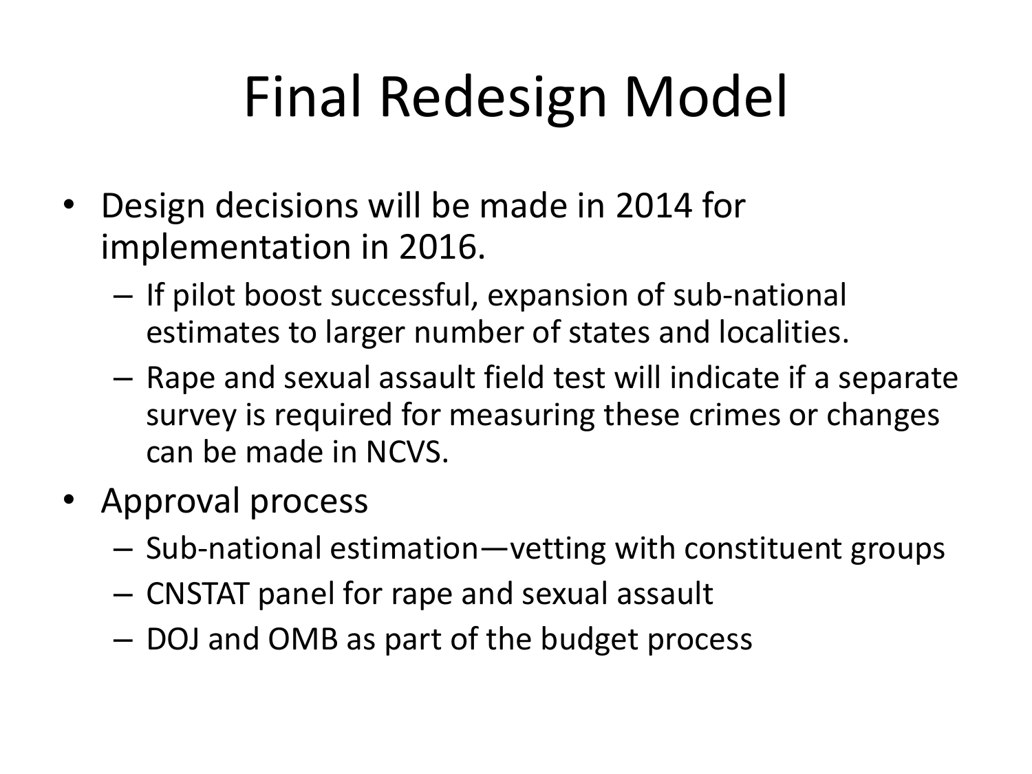# Final Redesign Model

- Design decisions will be made in 2014 for implementation in 2016.
  - If pilot boost successful, expansion of sub-national estimates to larger number of states and localities.
  - Rape and sexual assault field test will indicate if a separate survey is required for measuring these crimes or changes can be made in NCVS.
- Approval process
  - Sub-national estimation—vetting with constituent groups
  - CNSTAT panel for rape and sexual assault
  - DOJ and OMB as part of the budget process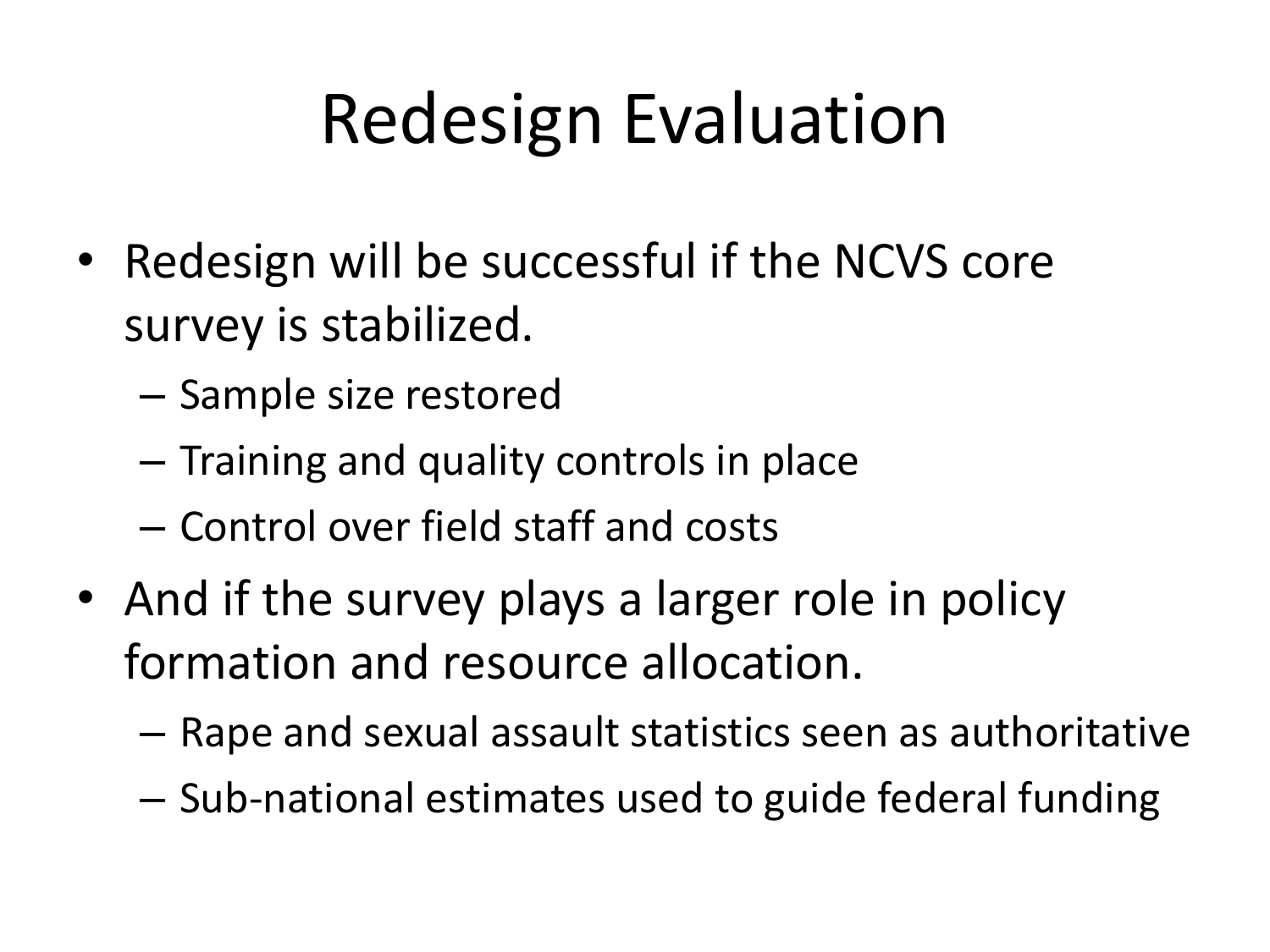# Redesign Evaluation

- Redesign will be successful if the NCVS core survey is stabilized.
  - Sample size restored
  - Training and quality controls in place
  - Control over field staff and costs
- And if the survey plays a larger role in policy formation and resource allocation.
  - Rape and sexual assault statistics seen as authoritative
  - Sub-national estimates used to guide federal funding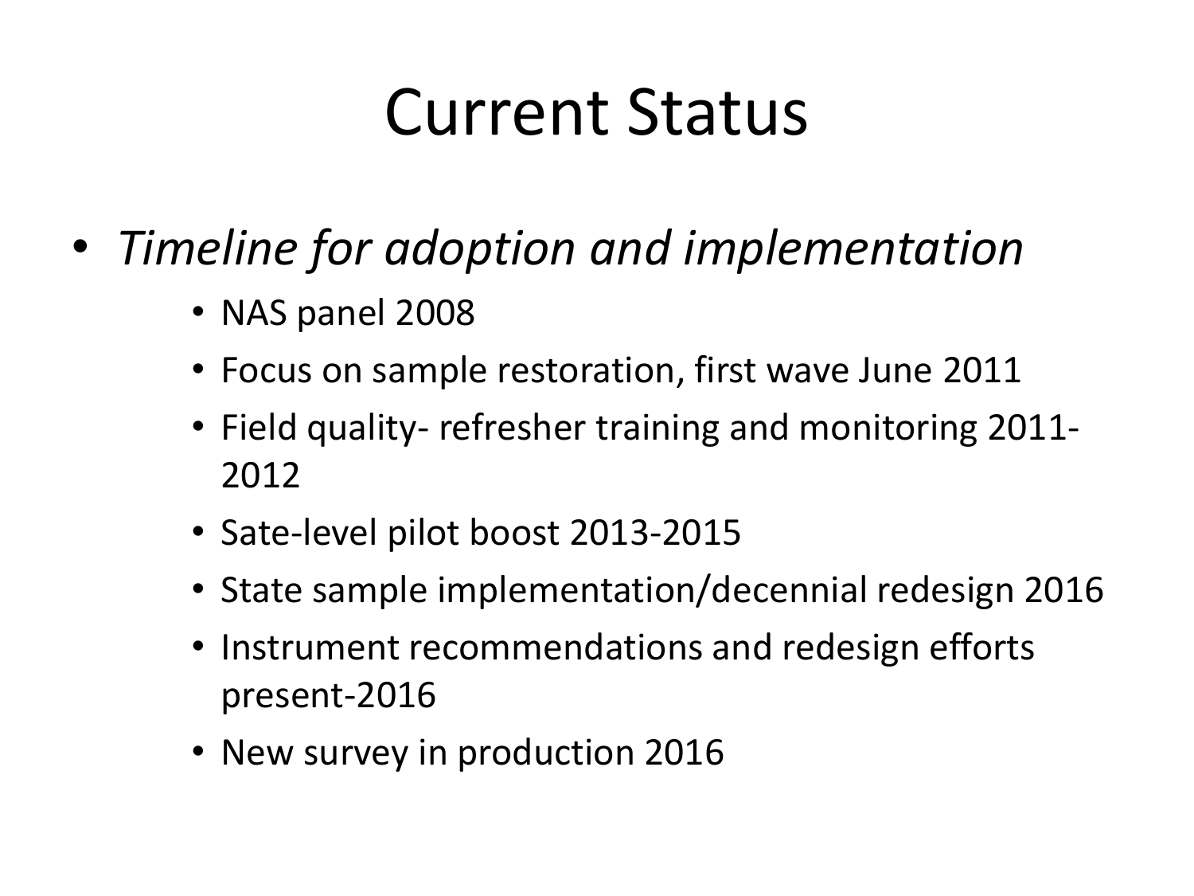# Current Status

- *Timeline for adoption and implementation*
  - NAS panel 2008
  - Focus on sample restoration, first wave June 2011
  - Field quality- refresher training and monitoring 2011-2012
  - Sate-level pilot boost 2013-2015
  - State sample implementation/decennial redesign 2016
  - Instrument recommendations and redesign efforts present-2016
  - New survey in production 2016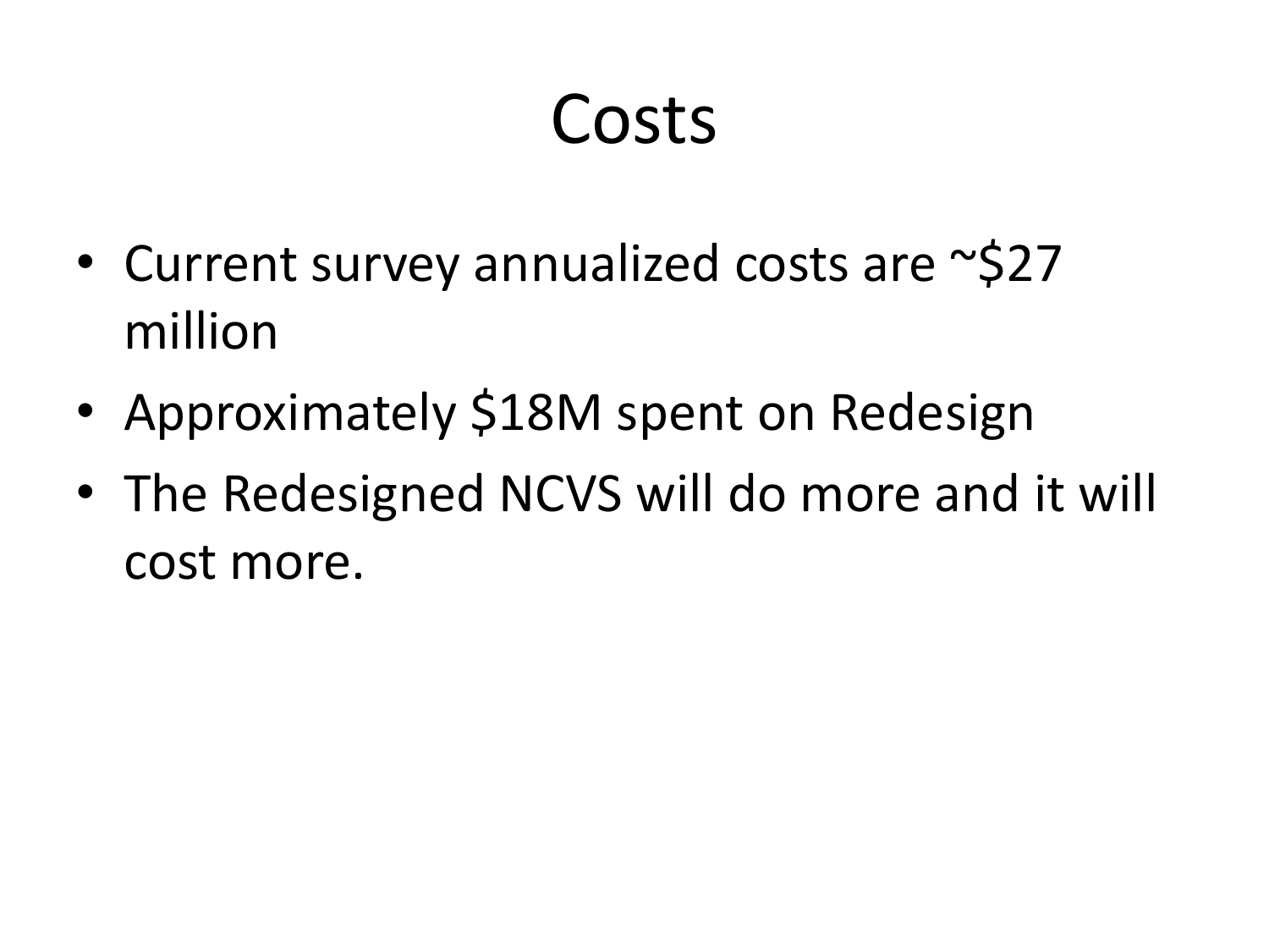# Costs

- Current survey annualized costs are ~$27 million
- Approximately $18M spent on Redesign
- The Redesigned NCVS will do more and it will cost more.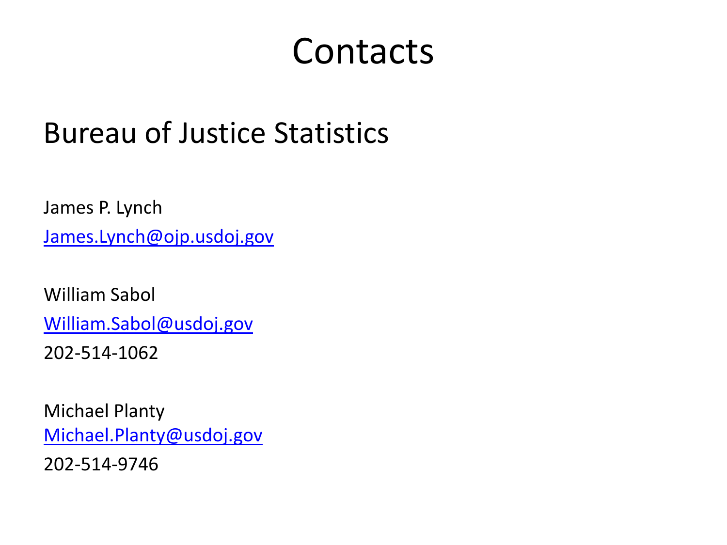# Contacts

## Bureau of Justice Statistics

James P. Lynch
James.Lynch@ojp.usdoj.gov

William Sabol
William.Sabol@usdoj.gov
202-514-1062

Michael Planty
Michael.Planty@usdoj.gov
202-514-9746